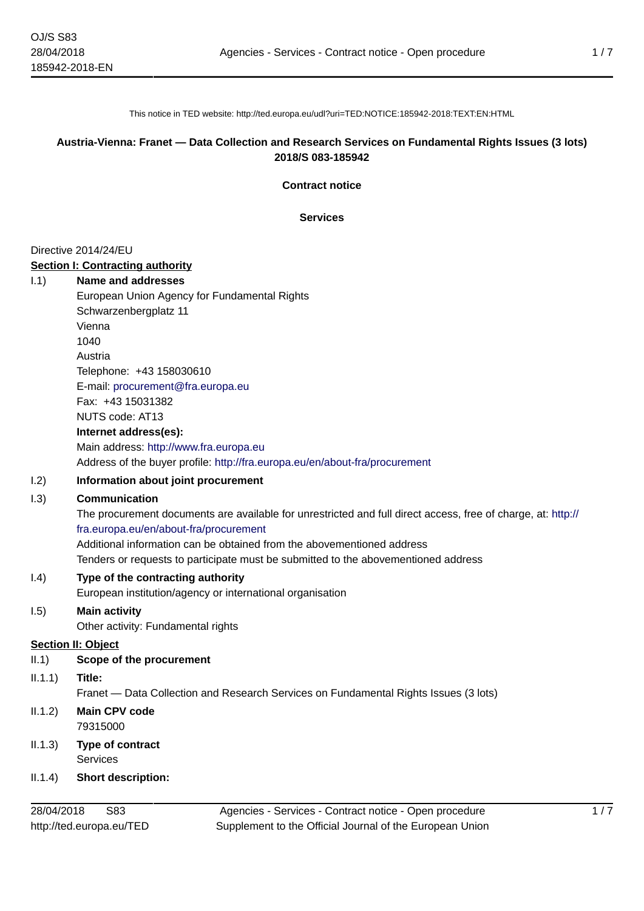This notice in TED website: http://ted.europa.eu/udl?uri=TED:NOTICE:185942-2018:TEXT:EN:HTML

**Austria-Vienna: Franet — Data Collection and Research Services on Fundamental Rights Issues (3 lots)**
**2018/S 083-185942**

**Contract notice**

**Services**

Directive 2014/24/EU

**Section I: Contracting authority**

I.1) **Name and addresses**

European Union Agency for Fundamental Rights
Schwarzenbergplatz 11
Vienna
1040
Austria
Telephone: +43 158030610
E-mail: procurement@fra.europa.eu
Fax: +43 15031382
NUTS code: AT13

**Internet address(es):**

Main address: http://www.fra.europa.eu
Address of the buyer profile: http://fra.europa.eu/en/about-fra/procurement

I.2) **Information about joint procurement**

I.3) **Communication**

The procurement documents are available for unrestricted and full direct access, free of charge, at: http://fra.europa.eu/en/about-fra/procurement
Additional information can be obtained from the abovementioned address
Tenders or requests to participate must be submitted to the abovementioned address

I.4) **Type of the contracting authority**

European institution/agency or international organisation

I.5) **Main activity**

Other activity: Fundamental rights

**Section II: Object**

II.1) **Scope of the procurement**

II.1.1) **Title:**

Franet — Data Collection and Research Services on Fundamental Rights Issues (3 lots)

II.1.2) **Main CPV code**

79315000

II.1.3) **Type of contract**

Services

II.1.4) **Short description:**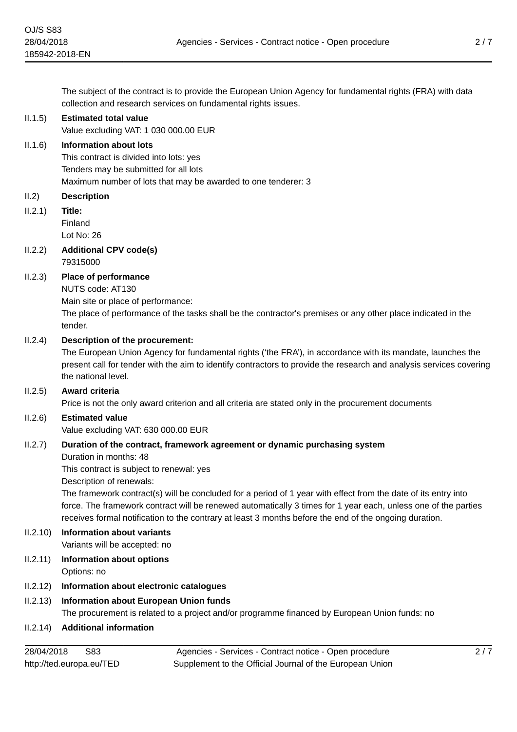The subject of the contract is to provide the European Union Agency for fundamental rights (FRA) with data collection and research services on fundamental rights issues.

**II.1.5) Estimated total value**

Value excluding VAT: 1 030 000.00 EUR

**II.1.6) Information about lots**

This contract is divided into lots: yes

Tenders may be submitted for all lots

Maximum number of lots that may be awarded to one tenderer: 3

**II.2) Description**

**II.2.1) Title:**

Finland

Lot No: 26

**II.2.2) Additional CPV code(s)**

79315000

**II.2.3) Place of performance**

NUTS code: AT130

Main site or place of performance:

The place of performance of the tasks shall be the contractor's premises or any other place indicated in the tender.

**II.2.4) Description of the procurement:**

The European Union Agency for fundamental rights ('the FRA'), in accordance with its mandate, launches the present call for tender with the aim to identify contractors to provide the research and analysis services covering the national level.

**II.2.5) Award criteria**

Price is not the only award criterion and all criteria are stated only in the procurement documents

**II.2.6) Estimated value**

Value excluding VAT: 630 000.00 EUR

**II.2.7) Duration of the contract, framework agreement or dynamic purchasing system**

Duration in months: 48

This contract is subject to renewal: yes

Description of renewals:

The framework contract(s) will be concluded for a period of 1 year with effect from the date of its entry into force. The framework contract will be renewed automatically 3 times for 1 year each, unless one of the parties receives formal notification to the contrary at least 3 months before the end of the ongoing duration.

**II.2.10) Information about variants**

Variants will be accepted: no

**II.2.11) Information about options**

Options: no

**II.2.12) Information about electronic catalogues**

**II.2.13) Information about European Union funds**

The procurement is related to a project and/or programme financed by European Union funds: no

**II.2.14) Additional information**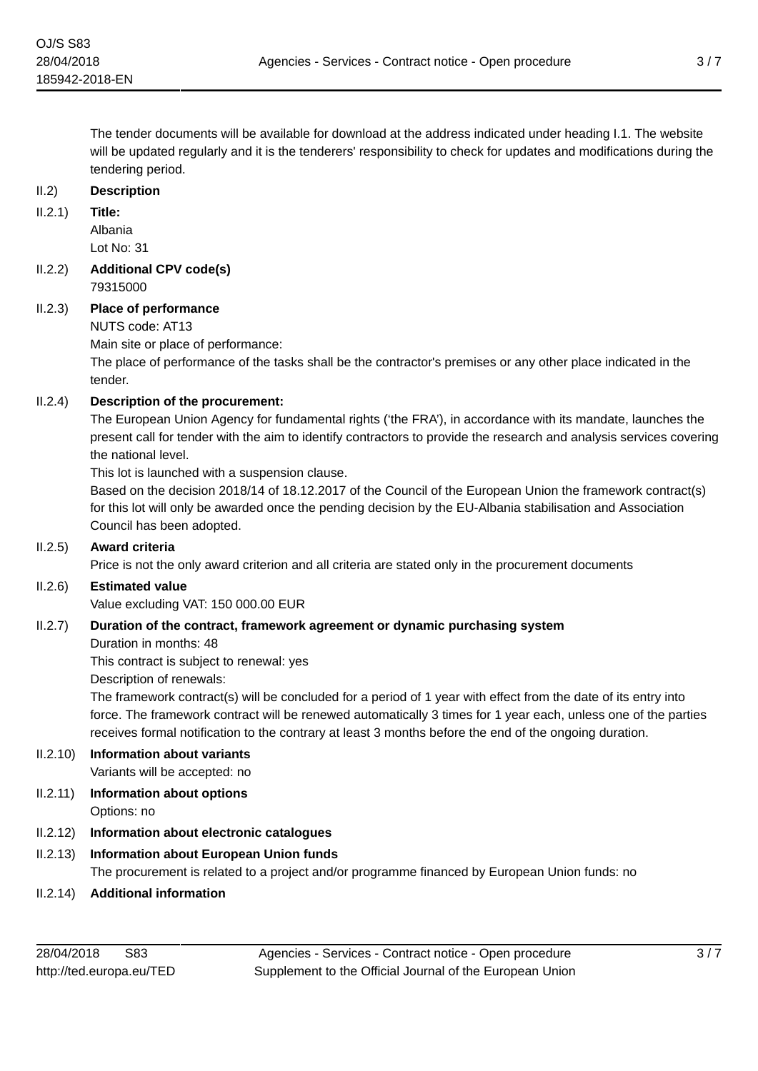The tender documents will be available for download at the address indicated under heading I.1. The website will be updated regularly and it is the tenderers' responsibility to check for updates and modifications during the tendering period.

II.2) **Description**

II.2.1) **Title:**
Albania
Lot No: 31

II.2.2) **Additional CPV code(s)**
79315000

II.2.3) **Place of performance**
NUTS code: AT13
Main site or place of performance:
The place of performance of the tasks shall be the contractor's premises or any other place indicated in the tender.

II.2.4) **Description of the procurement:**
The European Union Agency for fundamental rights ('the FRA'), in accordance with its mandate, launches the present call for tender with the aim to identify contractors to provide the research and analysis services covering the national level.
This lot is launched with a suspension clause.
Based on the decision 2018/14 of 18.12.2017 of the Council of the European Union the framework contract(s) for this lot will only be awarded once the pending decision by the EU-Albania stabilisation and Association Council has been adopted.

II.2.5) **Award criteria**
Price is not the only award criterion and all criteria are stated only in the procurement documents

II.2.6) **Estimated value**
Value excluding VAT: 150 000.00 EUR

II.2.7) **Duration of the contract, framework agreement or dynamic purchasing system**
Duration in months: 48
This contract is subject to renewal: yes
Description of renewals:
The framework contract(s) will be concluded for a period of 1 year with effect from the date of its entry into force. The framework contract will be renewed automatically 3 times for 1 year each, unless one of the parties receives formal notification to the contrary at least 3 months before the end of the ongoing duration.

II.2.10) **Information about variants**
Variants will be accepted: no

II.2.11) **Information about options**
Options: no

II.2.12) **Information about electronic catalogues**

II.2.13) **Information about European Union funds**
The procurement is related to a project and/or programme financed by European Union funds: no

II.2.14) **Additional information**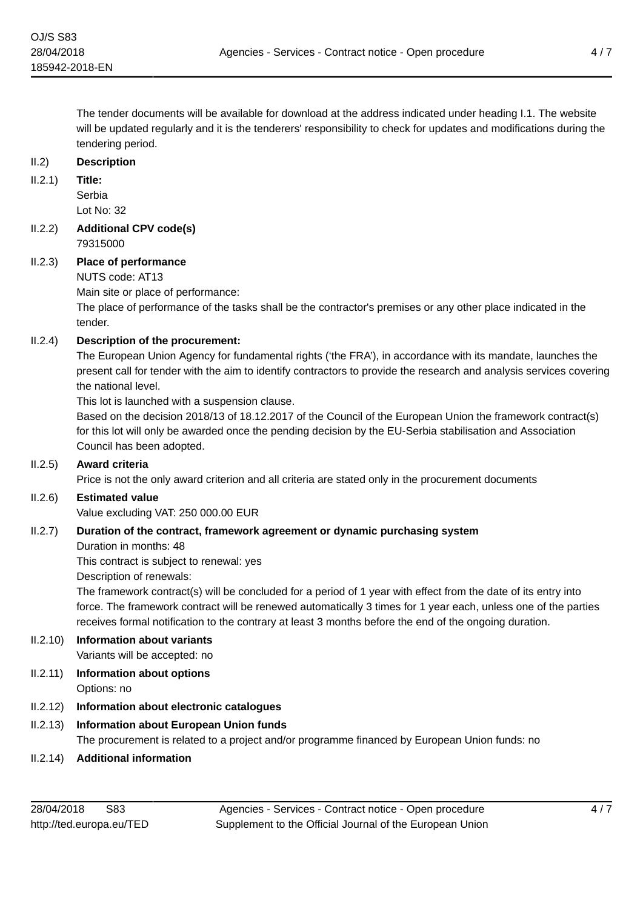The tender documents will be available for download at the address indicated under heading I.1. The website will be updated regularly and it is the tenderers' responsibility to check for updates and modifications during the tendering period.

II.2) **Description**

II.2.1) **Title:**

Serbia

Lot No: 32

II.2.2) **Additional CPV code(s)**

79315000

II.2.3) **Place of performance**

NUTS code: AT13

Main site or place of performance:

The place of performance of the tasks shall be the contractor's premises or any other place indicated in the tender.

II.2.4) **Description of the procurement:**

The European Union Agency for fundamental rights ('the FRA'), in accordance with its mandate, launches the present call for tender with the aim to identify contractors to provide the research and analysis services covering the national level.

This lot is launched with a suspension clause.

Based on the decision 2018/13 of 18.12.2017 of the Council of the European Union the framework contract(s) for this lot will only be awarded once the pending decision by the EU-Serbia stabilisation and Association Council has been adopted.

II.2.5) **Award criteria**

Price is not the only award criterion and all criteria are stated only in the procurement documents

II.2.6) **Estimated value**

Value excluding VAT: 250 000.00 EUR

II.2.7) **Duration of the contract, framework agreement or dynamic purchasing system**

Duration in months: 48

This contract is subject to renewal: yes

Description of renewals:

The framework contract(s) will be concluded for a period of 1 year with effect from the date of its entry into force. The framework contract will be renewed automatically 3 times for 1 year each, unless one of the parties receives formal notification to the contrary at least 3 months before the end of the ongoing duration.

II.2.10) **Information about variants**

Variants will be accepted: no

II.2.11) **Information about options**

Options: no

II.2.12) **Information about electronic catalogues**

II.2.13) **Information about European Union funds**

The procurement is related to a project and/or programme financed by European Union funds: no

II.2.14) **Additional information**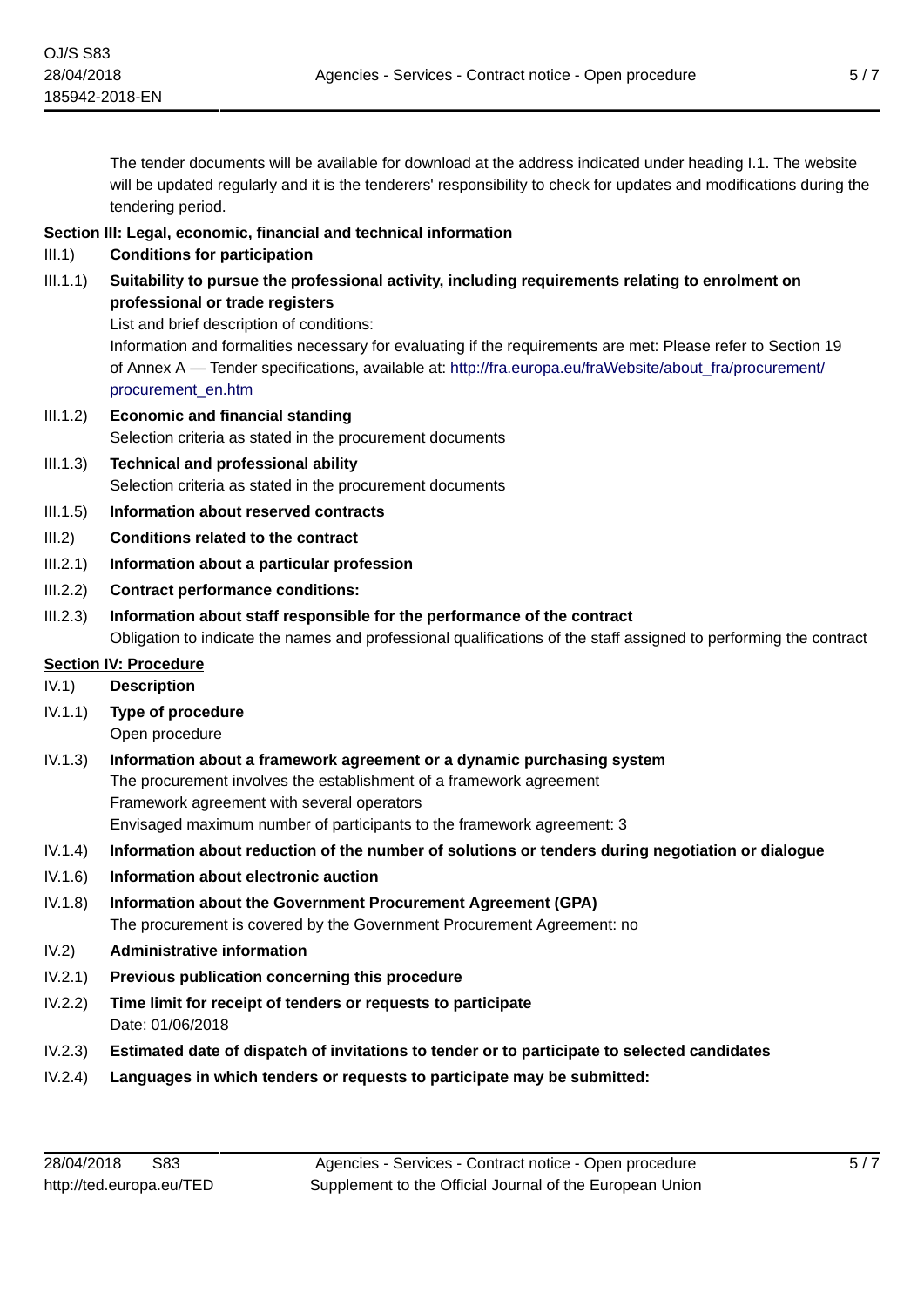The tender documents will be available for download at the address indicated under heading I.1. The website will be updated regularly and it is the tenderers' responsibility to check for updates and modifications during the tendering period.

## Section III: Legal, economic, financial and technical information

**III.1) Conditions for participation**

**III.1.1) Suitability to pursue the professional activity, including requirements relating to enrolment on professional or trade registers**

List and brief description of conditions:

Information and formalities necessary for evaluating if the requirements are met: Please refer to Section 19 of Annex A — Tender specifications, available at: http://fra.europa.eu/fraWebsite/about_fra/procurement/procurement_en.htm

**III.1.2) Economic and financial standing**

Selection criteria as stated in the procurement documents

**III.1.3) Technical and professional ability**

Selection criteria as stated in the procurement documents

**III.1.5) Information about reserved contracts**

**III.2) Conditions related to the contract**

**III.2.1) Information about a particular profession**

**III.2.2) Contract performance conditions:**

**III.2.3) Information about staff responsible for the performance of the contract**

Obligation to indicate the names and professional qualifications of the staff assigned to performing the contract

## Section IV: Procedure

**IV.1) Description**

**IV.1.1) Type of procedure**

Open procedure

**IV.1.3) Information about a framework agreement or a dynamic purchasing system**

The procurement involves the establishment of a framework agreement

Framework agreement with several operators

Envisaged maximum number of participants to the framework agreement: 3

**IV.1.4) Information about reduction of the number of solutions or tenders during negotiation or dialogue**

**IV.1.6) Information about electronic auction**

**IV.1.8) Information about the Government Procurement Agreement (GPA)**

The procurement is covered by the Government Procurement Agreement: no

**IV.2) Administrative information**

**IV.2.1) Previous publication concerning this procedure**

**IV.2.2) Time limit for receipt of tenders or requests to participate**

Date: 01/06/2018

**IV.2.3) Estimated date of dispatch of invitations to tender or to participate to selected candidates**

**IV.2.4) Languages in which tenders or requests to participate may be submitted:**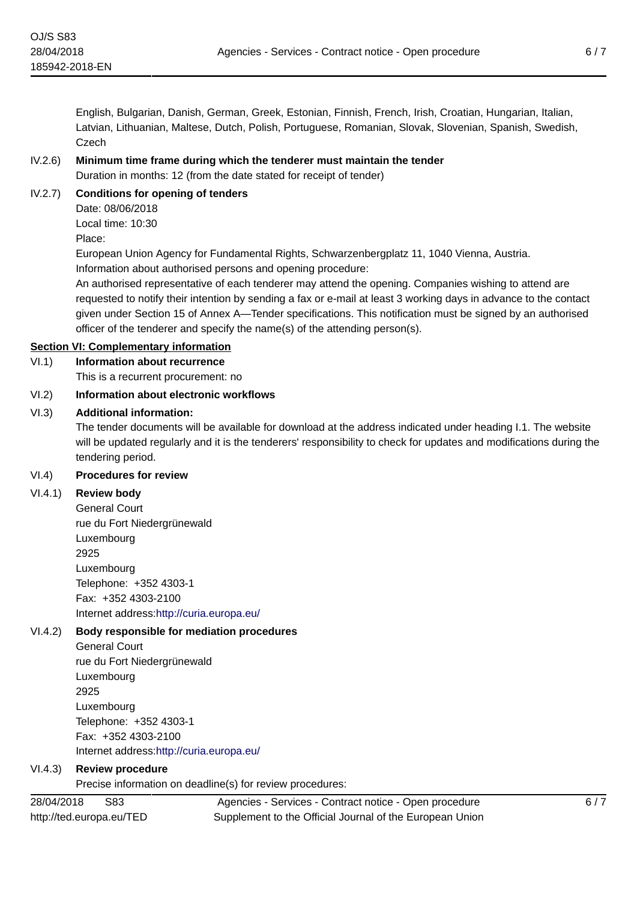English, Bulgarian, Danish, German, Greek, Estonian, Finnish, French, Irish, Croatian, Hungarian, Italian, Latvian, Lithuanian, Maltese, Dutch, Polish, Portuguese, Romanian, Slovak, Slovenian, Spanish, Swedish, Czech

IV.2.6) **Minimum time frame during which the tenderer must maintain the tender**

Duration in months: 12 (from the date stated for receipt of tender)

IV.2.7) **Conditions for opening of tenders**

Date: 08/06/2018

Local time: 10:30

Place:

European Union Agency for Fundamental Rights, Schwarzenbergplatz 11, 1040 Vienna, Austria.

Information about authorised persons and opening procedure:

An authorised representative of each tenderer may attend the opening. Companies wishing to attend are requested to notify their intention by sending a fax or e-mail at least 3 working days in advance to the contact given under Section 15 of Annex A—Tender specifications. This notification must be signed by an authorised officer of the tenderer and specify the name(s) of the attending person(s).

## Section VI: Complementary information

VI.1) **Information about recurrence**

This is a recurrent procurement: no

VI.2) **Information about electronic workflows**

VI.3) **Additional information:**

The tender documents will be available for download at the address indicated under heading I.1. The website will be updated regularly and it is the tenderers' responsibility to check for updates and modifications during the tendering period.

VI.4) **Procedures for review**

VI.4.1) **Review body**

General Court
rue du Fort Niedergrünewald
Luxembourg
2925
Luxembourg
Telephone: +352 4303-1
Fax: +352 4303-2100
Internet address:http://curia.europa.eu/

VI.4.2) **Body responsible for mediation procedures**

General Court
rue du Fort Niedergrünewald
Luxembourg
2925
Luxembourg
Telephone: +352 4303-1
Fax: +352 4303-2100
Internet address:http://curia.europa.eu/

VI.4.3) **Review procedure**

Precise information on deadline(s) for review procedures: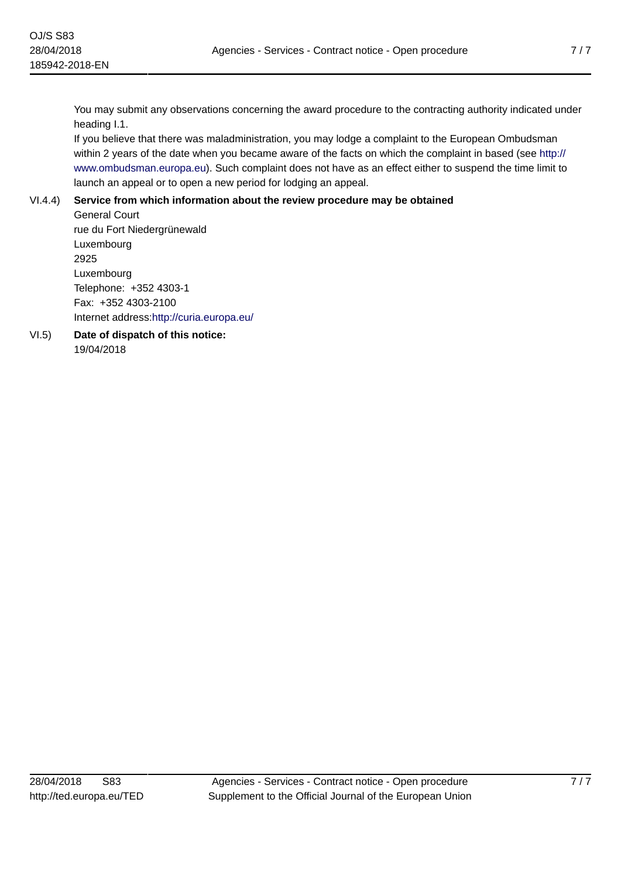You may submit any observations concerning the award procedure to the contracting authority indicated under heading I.1.

If you believe that there was maladministration, you may lodge a complaint to the European Ombudsman within 2 years of the date when you became aware of the facts on which the complaint in based (see http://www.ombudsman.europa.eu). Such complaint does not have as an effect either to suspend the time limit to launch an appeal or to open a new period for lodging an appeal.

VI.4.4) **Service from which information about the review procedure may be obtained**

General Court
rue du Fort Niedergrünewald
Luxembourg
2925
Luxembourg
Telephone: +352 4303-1
Fax: +352 4303-2100
Internet address:http://curia.europa.eu/

VI.5) **Date of dispatch of this notice:**

19/04/2018